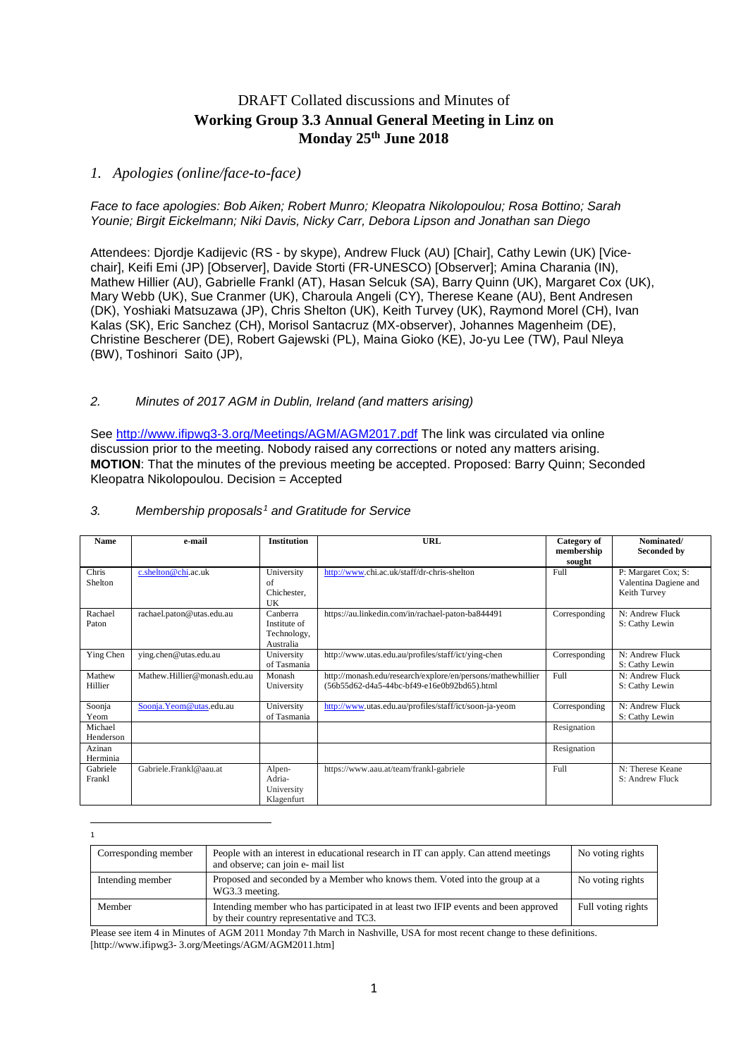# DRAFT Collated discussions and Minutes of
# **Working Group 3.3 Annual General Meeting in Linz on Monday 25th June 2018**

## *1. Apologies (online/face-to-face)*

*Face to face apologies: Bob Aiken; Robert Munro; Kleopatra Nikolopoulou; Rosa Bottino; Sarah Younie; Birgit Eickelmann; Niki Davis, Nicky Carr, Debora Lipson and Jonathan san Diego*

Attendees: Djordje Kadijevic (RS - by skype), Andrew Fluck (AU) [Chair], Cathy Lewin (UK) [Vice-chair], Keifi Emi (JP) [Observer], Davide Storti (FR-UNESCO) [Observer]; Amina Charania (IN), Mathew Hillier (AU), Gabrielle Frankl (AT), Hasan Selcuk (SA), Barry Quinn (UK), Margaret Cox (UK), Mary Webb (UK), Sue Cranmer (UK), Charoula Angeli (CY), Therese Keane (AU), Bent Andresen (DK), Yoshiaki Matsuzawa (JP), Chris Shelton (UK), Keith Turvey (UK), Raymond Morel (CH), Ivan Kalas (SK), Eric Sanchez (CH), Morisol Santacruz (MX-observer), Johannes Magenheim (DE), Christine Bescherer (DE), Robert Gajewski (PL), Maina Gioko (KE), Jo-yu Lee (TW), Paul Nleya (BW), Toshinori Saito (JP),

## *2. Minutes of 2017 AGM in Dublin, Ireland (and matters arising)*

See http://www.ifipwg3-3.org/Meetings/AGM/AGM2017.pdf The link was circulated via online discussion prior to the meeting. Nobody raised any corrections or noted any matters arising.
**MOTION**: That the minutes of the previous meeting be accepted. Proposed: Barry Quinn; Seconded Kleopatra Nikolopoulou. Decision = Accepted

## *3. Membership proposals[1] and Gratitude for Service*

| Name | e-mail | Institution | URL | Category of membership sought | Nominated/ Seconded by |
|---|---|---|---|---|---|
| Chris Shelton | c.shelton@chi.ac.uk | University of Chichester, UK | http://www.chi.ac.uk/staff/dr-chris-shelton | Full | P: Margaret Cox; S: Valentina Dagiene and Keith Turvey |
| Rachael Paton | rachael.paton@utas.edu.au | Canberra Institute of Technology, Australia | https://au.linkedin.com/in/rachael-paton-ba844491 | Corresponding | N: Andrew Fluck S: Cathy Lewin |
| Ying Chen | ying.chen@utas.edu.au | University of Tasmania | http://www.utas.edu.au/profiles/staff/ict/ying-chen | Corresponding | N: Andrew Fluck S: Cathy Lewin |
| Mathew Hillier | Mathew.Hillier@monash.edu.au | Monash University | http://monash.edu/research/explore/en/persons/mathewhillier (56b55d62-d4a5-44bc-bf49-e16e0b92bd65).html | Full | N: Andrew Fluck S: Cathy Lewin |
| Soonja Yeom | Soonja.Yeom@utas.edu.au | University of Tasmania | http://www.utas.edu.au/profiles/staff/ict/soon-ja-yeom | Corresponding | N: Andrew Fluck S: Cathy Lewin |
| Michael Henderson | | | | Resignation | |
| Azinan Herminia | | | | Resignation | |
| Gabriele Frankl | Gabriele.Frankl@aau.at | Alpen-Adria-University Klagenfurt | https://www.aau.at/team/frankl-gabriele | Full | N: Therese Keane S: Andrew Fluck |

[1]

| | | |
|---|---|---|
| Corresponding member | People with an interest in educational research in IT can apply. Can attend meetings and observe; can join e- mail list | No voting rights |
| Intending member | Proposed and seconded by a Member who knows them. Voted into the group at a WG3.3 meeting. | No voting rights |
| Member | Intending member who has participated in at least two IFIP events and been approved by their country representative and TC3. | Full voting rights |

Please see item 4 in Minutes of AGM 2011 Monday 7th March in Nashville, USA for most recent change to these definitions. [http://www.ifipwg3- 3.org/Meetings/AGM/AGM2011.htm]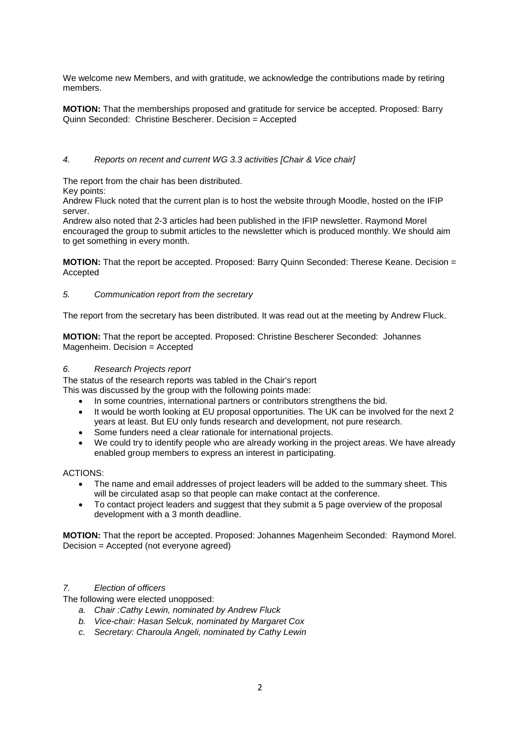We welcome new Members, and with gratitude, we acknowledge the contributions made by retiring members.

**MOTION:** That the memberships proposed and gratitude for service be accepted. Proposed: Barry Quinn Seconded: Christine Bescherer. Decision = Accepted

### *4. Reports on recent and current WG 3.3 activities [Chair & Vice chair]*

The report from the chair has been distributed.

Key points:

Andrew Fluck noted that the current plan is to host the website through Moodle, hosted on the IFIP server.

Andrew also noted that 2-3 articles had been published in the IFIP newsletter. Raymond Morel encouraged the group to submit articles to the newsletter which is produced monthly. We should aim to get something in every month.

**MOTION:** That the report be accepted. Proposed: Barry Quinn Seconded: Therese Keane. Decision = Accepted

### *5. Communication report from the secretary*

The report from the secretary has been distributed. It was read out at the meeting by Andrew Fluck.

**MOTION:** That the report be accepted. Proposed: Christine Bescherer Seconded: Johannes Magenheim. Decision = Accepted

### *6. Research Projects report*

The status of the research reports was tabled in the Chair's report

This was discussed by the group with the following points made:

- In some countries, international partners or contributors strengthens the bid.
- It would be worth looking at EU proposal opportunities. The UK can be involved for the next 2 years at least. But EU only funds research and development, not pure research.
- Some funders need a clear rationale for international projects.
- We could try to identify people who are already working in the project areas. We have already enabled group members to express an interest in participating.

ACTIONS:

- The name and email addresses of project leaders will be added to the summary sheet. This will be circulated asap so that people can make contact at the conference.
- To contact project leaders and suggest that they submit a 5 page overview of the proposal development with a 3 month deadline.

**MOTION:** That the report be accepted. Proposed: Johannes Magenheim Seconded: Raymond Morel. Decision = Accepted (not everyone agreed)

### *7. Election of officers*

The following were elected unopposed:

a. *Chair :Cathy Lewin, nominated by Andrew Fluck*
b. *Vice-chair: Hasan Selcuk, nominated by Margaret Cox*
c. *Secretary: Charoula Angeli, nominated by Cathy Lewin*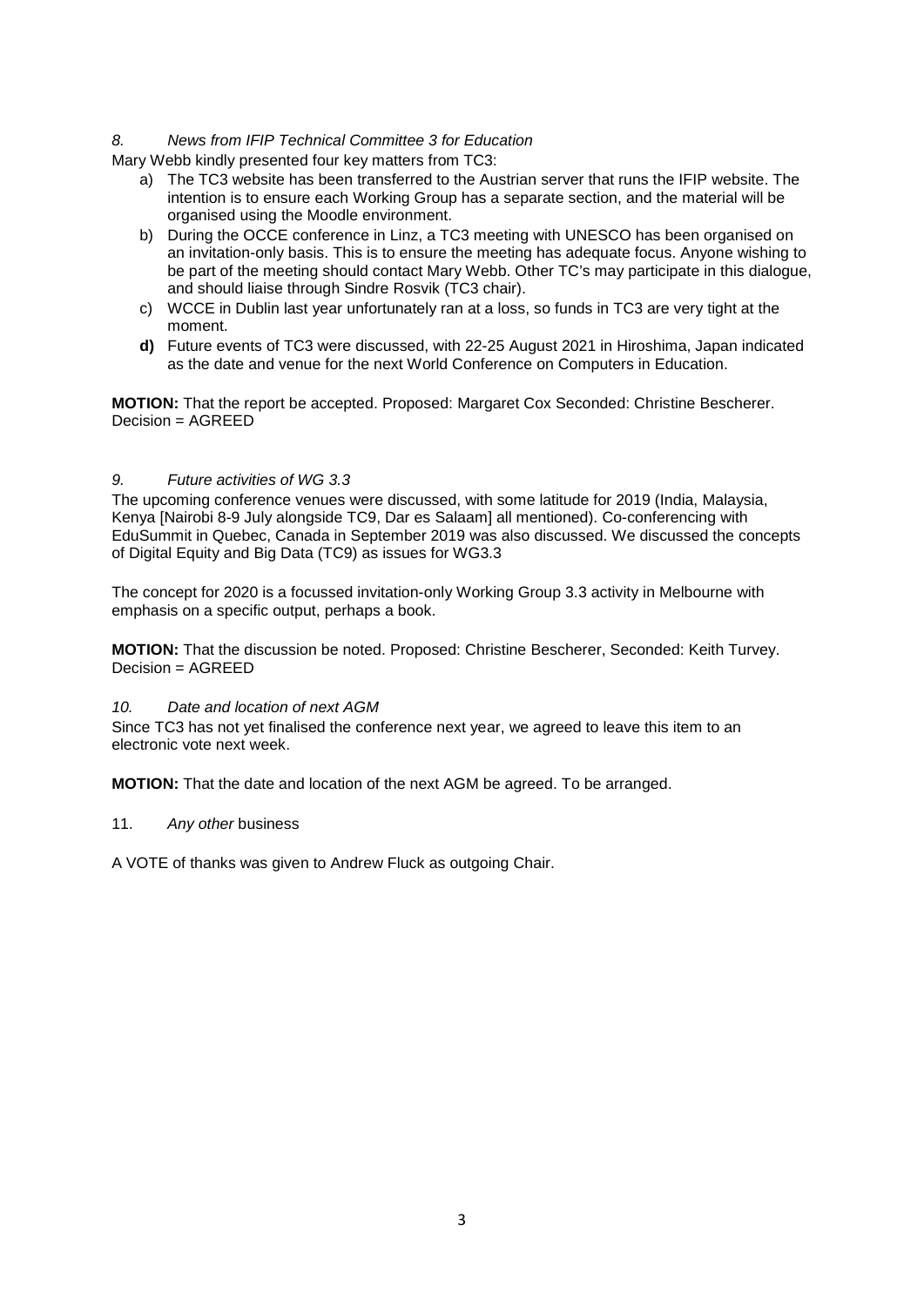*8. News from IFIP Technical Committee 3 for Education*

Mary Webb kindly presented four key matters from TC3:

a) The TC3 website has been transferred to the Austrian server that runs the IFIP website. The intention is to ensure each Working Group has a separate section, and the material will be organised using the Moodle environment.
b) During the OCCE conference in Linz, a TC3 meeting with UNESCO has been organised on an invitation-only basis. This is to ensure the meeting has adequate focus. Anyone wishing to be part of the meeting should contact Mary Webb. Other TC's may participate in this dialogue, and should liaise through Sindre Rosvik (TC3 chair).
c) WCCE in Dublin last year unfortunately ran at a loss, so funds in TC3 are very tight at the moment.
**d)** Future events of TC3 were discussed, with 22-25 August 2021 in Hiroshima, Japan indicated as the date and venue for the next World Conference on Computers in Education.

**MOTION:** That the report be accepted. Proposed: Margaret Cox Seconded: Christine Bescherer. Decision = AGREED

*9. Future activities of WG 3.3*

The upcoming conference venues were discussed, with some latitude for 2019 (India, Malaysia, Kenya [Nairobi 8-9 July alongside TC9, Dar es Salaam] all mentioned). Co-conferencing with EduSummit in Quebec, Canada in September 2019 was also discussed. We discussed the concepts of Digital Equity and Big Data (TC9) as issues for WG3.3

The concept for 2020 is a focussed invitation-only Working Group 3.3 activity in Melbourne with emphasis on a specific output, perhaps a book.

**MOTION:** That the discussion be noted. Proposed: Christine Bescherer, Seconded: Keith Turvey. Decision = AGREED

*10. Date and location of next AGM*

Since TC3 has not yet finalised the conference next year, we agreed to leave this item to an electronic vote next week.

**MOTION:** That the date and location of the next AGM be agreed. To be arranged.

11. *Any other* business

A VOTE of thanks was given to Andrew Fluck as outgoing Chair.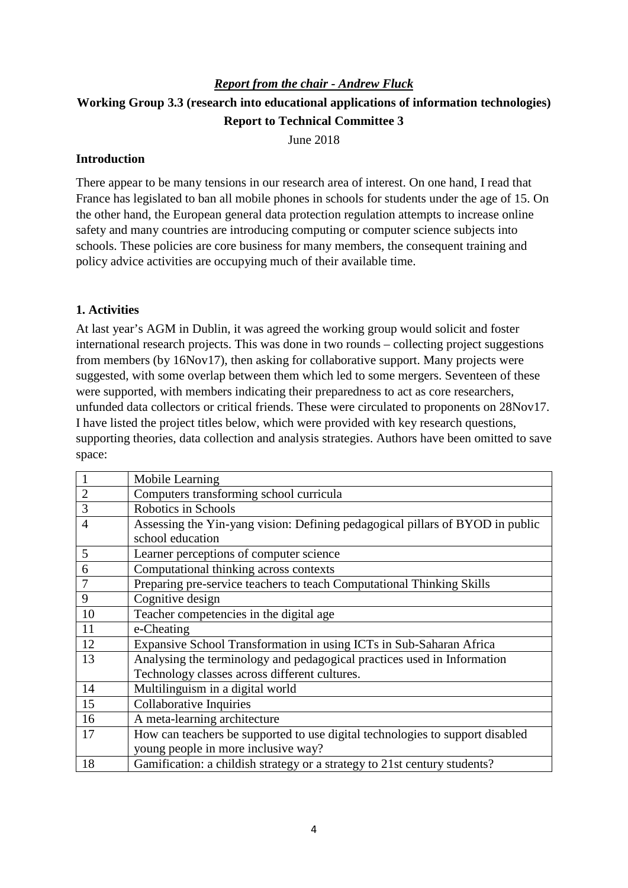***Report from the chair - Andrew Fluck***

## Working Group 3.3 (research into educational applications of information technologies)

## Report to Technical Committee 3

June 2018

### Introduction

There appear to be many tensions in our research area of interest. On one hand, I read that France has legislated to ban all mobile phones in schools for students under the age of 15. On the other hand, the European general data protection regulation attempts to increase online safety and many countries are introducing computing or computer science subjects into schools. These policies are core business for many members, the consequent training and policy advice activities are occupying much of their available time.

### 1. Activities

At last year's AGM in Dublin, it was agreed the working group would solicit and foster international research projects. This was done in two rounds – collecting project suggestions from members (by 16Nov17), then asking for collaborative support. Many projects were suggested, with some overlap between them which led to some mergers. Seventeen of these were supported, with members indicating their preparedness to act as core researchers, unfunded data collectors or critical friends. These were circulated to proponents on 28Nov17. I have listed the project titles below, which were provided with key research questions, supporting theories, data collection and analysis strategies. Authors have been omitted to save space:

| | |
|---|---|
| 1 | Mobile Learning |
| 2 | Computers transforming school curricula |
| 3 | Robotics in Schools |
| 4 | Assessing the Yin-yang vision: Defining pedagogical pillars of BYOD in public school education |
| 5 | Learner perceptions of computer science |
| 6 | Computational thinking across contexts |
| 7 | Preparing pre-service teachers to teach Computational Thinking Skills |
| 9 | Cognitive design |
| 10 | Teacher competencies in the digital age |
| 11 | e-Cheating |
| 12 | Expansive School Transformation in using ICTs in Sub-Saharan Africa |
| 13 | Analysing the terminology and pedagogical practices used in Information Technology classes across different cultures. |
| 14 | Multilinguism in a digital world |
| 15 | Collaborative Inquiries |
| 16 | A meta-learning architecture |
| 17 | How can teachers be supported to use digital technologies to support disabled young people in more inclusive way? |
| 18 | Gamification: a childish strategy or a strategy to 21st century students? |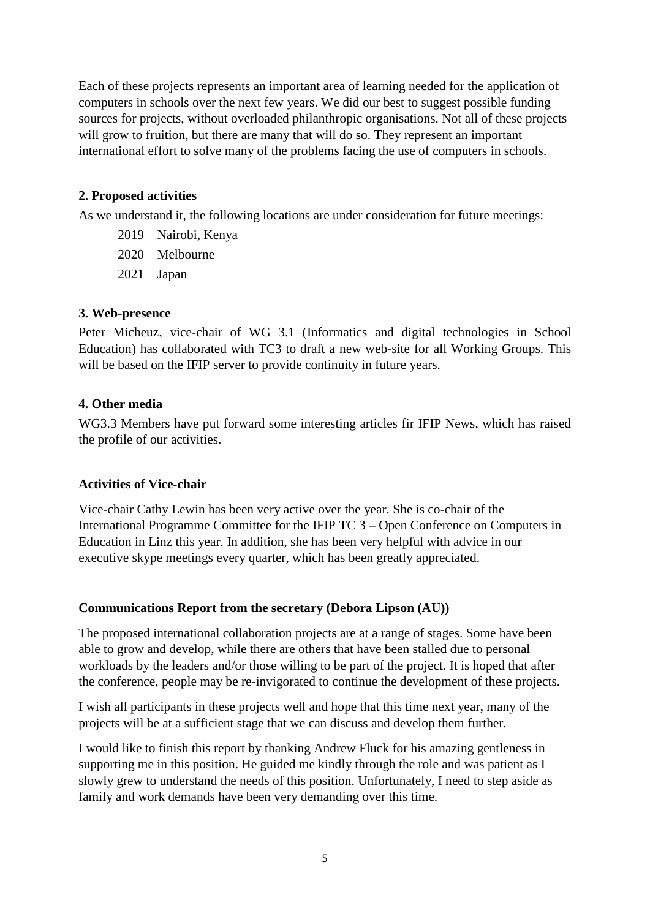Each of these projects represents an important area of learning needed for the application of computers in schools over the next few years. We did our best to suggest possible funding sources for projects, without overloaded philanthropic organisations. Not all of these projects will grow to fruition, but there are many that will do so. They represent an important international effort to solve many of the problems facing the use of computers in schools.

**2. Proposed activities**

As we understand it, the following locations are under consideration for future meetings:

2019 Nairobi, Kenya

2020 Melbourne

2021 Japan

**3. Web-presence**

Peter Micheuz, vice-chair of WG 3.1 (Informatics and digital technologies in School Education) has collaborated with TC3 to draft a new web-site for all Working Groups. This will be based on the IFIP server to provide continuity in future years.

**4. Other media**

WG3.3 Members have put forward some interesting articles fir IFIP News, which has raised the profile of our activities.

**Activities of Vice-chair**

Vice-chair Cathy Lewin has been very active over the year. She is co-chair of the International Programme Committee for the IFIP TC 3 – Open Conference on Computers in Education in Linz this year. In addition, she has been very helpful with advice in our executive skype meetings every quarter, which has been greatly appreciated.

**Communications Report from the secretary (Debora Lipson (AU))**

The proposed international collaboration projects are at a range of stages. Some have been able to grow and develop, while there are others that have been stalled due to personal workloads by the leaders and/or those willing to be part of the project. It is hoped that after the conference, people may be re-invigorated to continue the development of these projects.

I wish all participants in these projects well and hope that this time next year, many of the projects will be at a sufficient stage that we can discuss and develop them further.

I would like to finish this report by thanking Andrew Fluck for his amazing gentleness in supporting me in this position. He guided me kindly through the role and was patient as I slowly grew to understand the needs of this position. Unfortunately, I need to step aside as family and work demands have been very demanding over this time.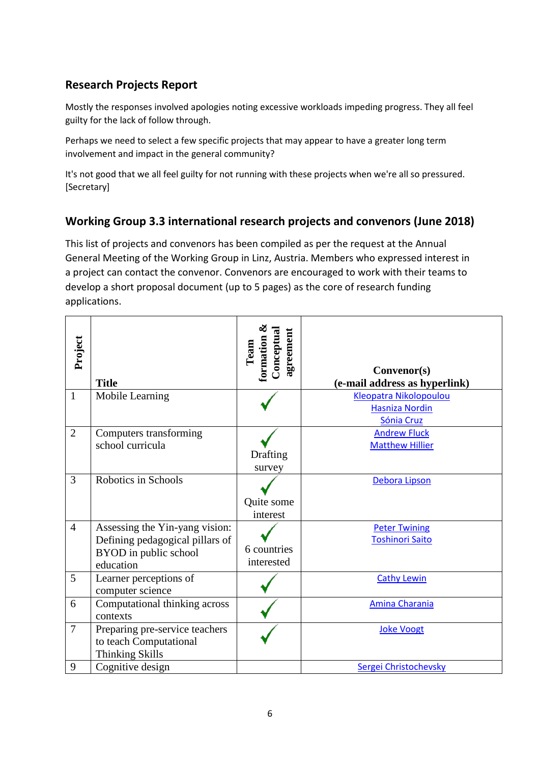## Research Projects Report

Mostly the responses involved apologies noting excessive workloads impeding progress. They all feel guilty for the lack of follow through.

Perhaps we need to select a few specific projects that may appear to have a greater long term involvement and impact in the general community?

It's not good that we all feel guilty for not running with these projects when we're all so pressured. [Secretary]

## Working Group 3.3 international research projects and convenors (June 2018)

This list of projects and convenors has been compiled as per the request at the Annual General Meeting of the Working Group in Linz, Austria. Members who expressed interest in a project can contact the convenor. Convenors are encouraged to work with their teams to develop a short proposal document (up to 5 pages) as the core of research funding applications.

| Project | Title | Team formation & Conceptual agreement | Convenor(s) (e-mail address as hyperlink) |
|---|---|---|---|
| 1 | Mobile Learning | ✓ | Kleopatra Nikolopoulou<br>Hasniza Nordin<br>Sónia Cruz |
| 2 | Computers transforming school curricula | ✓<br>Drafting survey | Andrew Fluck<br>Matthew Hillier |
| 3 | Robotics in Schools | ✓<br>Quite some interest | Debora Lipson |
| 4 | Assessing the Yin-yang vision: Defining pedagogical pillars of BYOD in public school education | ✓<br>6 countries interested | Peter Twining<br>Toshinori Saito |
| 5 | Learner perceptions of computer science | ✓ | Cathy Lewin |
| 6 | Computational thinking across contexts | ✓ | Amina Charania |
| 7 | Preparing pre-service teachers to teach Computational Thinking Skills | ✓ | Joke Voogt |
| 9 | Cognitive design | | Sergei Christochevsky |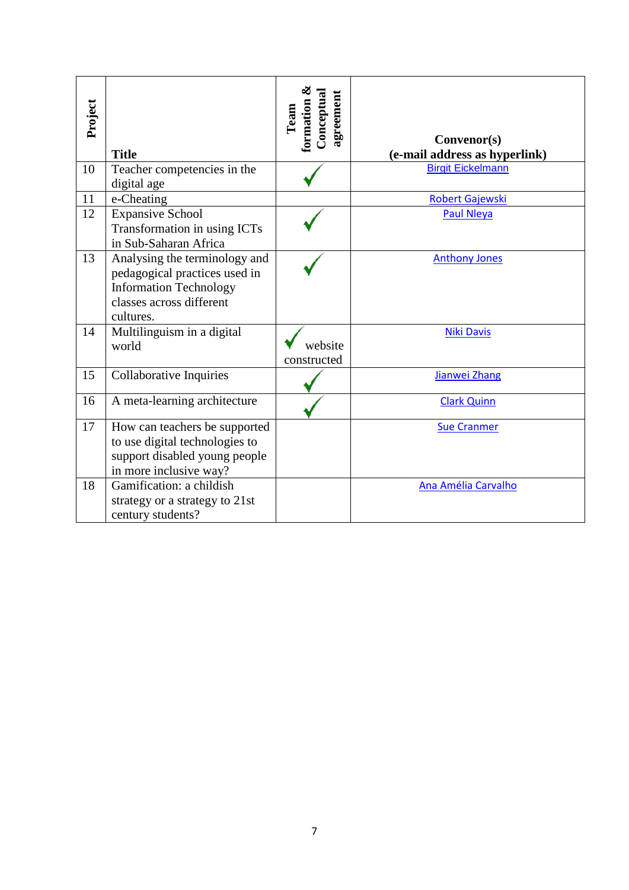| Project | Title | Team formation & Conceptual agreement | Convenor(s) (e-mail address as hyperlink) |
|---|---|---|---|
| 10 | Teacher competencies in the digital age | ✓ | Birgit Eickelmann |
| 11 | e-Cheating | | Robert Gajewski |
| 12 | Expansive School Transformation in using ICTs in Sub-Saharan Africa | ✓ | Paul Nleya |
| 13 | Analysing the terminology and pedagogical practices used in Information Technology classes across different cultures. | ✓ | Anthony Jones |
| 14 | Multilinguism in a digital world | ✓ website constructed | Niki Davis |
| 15 | Collaborative Inquiries | ✓ | Jianwei Zhang |
| 16 | A meta-learning architecture | ✓ | Clark Quinn |
| 17 | How can teachers be supported to use digital technologies to support disabled young people in more inclusive way? | | Sue Cranmer |
| 18 | Gamification: a childish strategy or a strategy to 21st century students? | | Ana Amélia Carvalho |